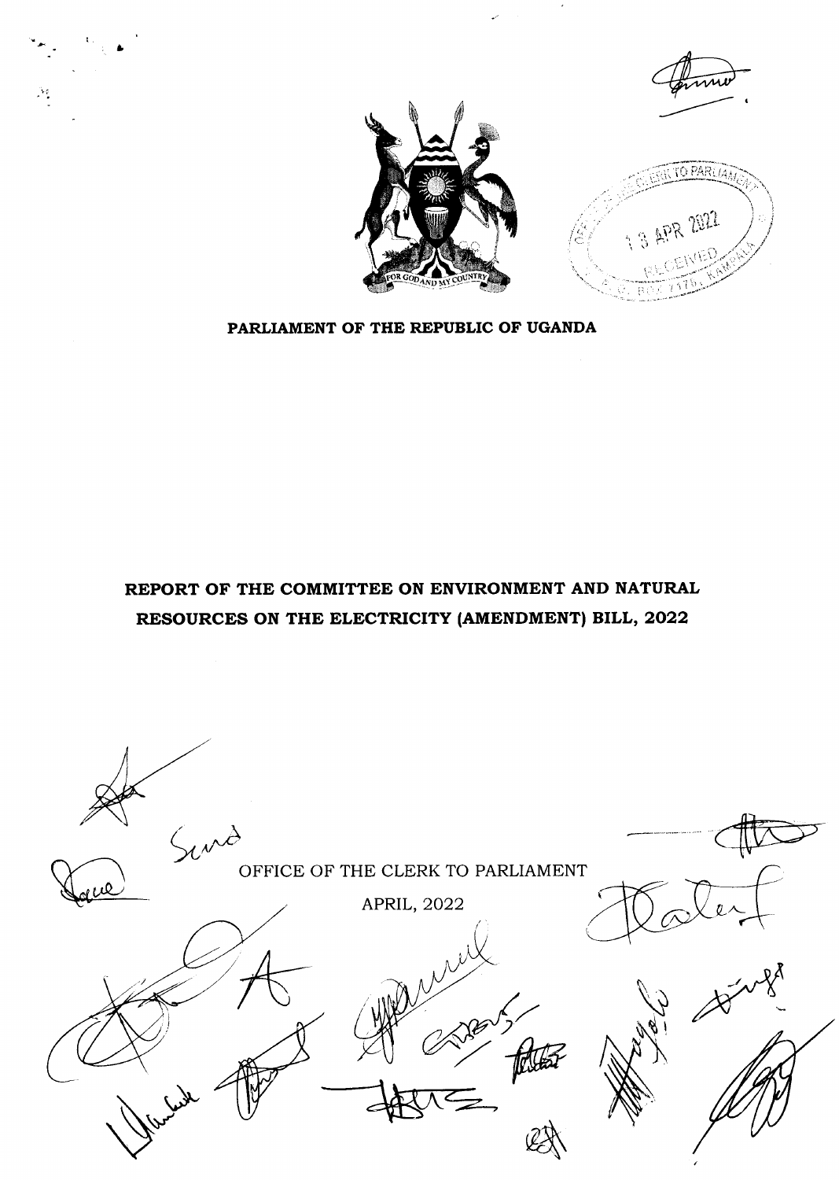**PARLIAMENT OF THE REPUBLIC OF UGANDA**

# REPORT OF THE COMMITTEE ON ENVIRONMENT AND NATURAL RESOURCES ON THE ELECTRICITY (AMENDMENT) BILL, 2022

OFFICE OF THE CLERK TO PARLIAMENT

APRIL, 2022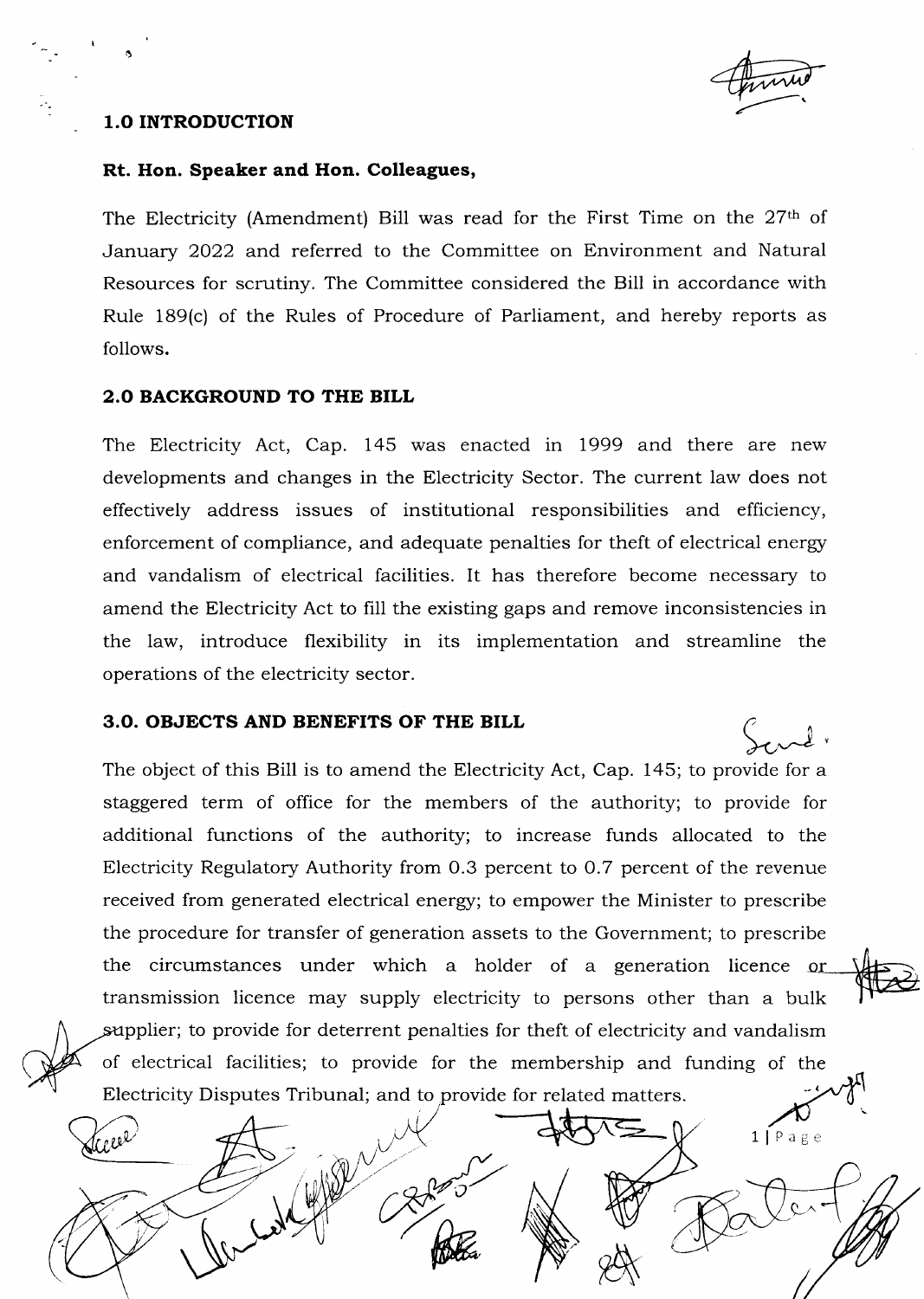## 1.0 INTRODUCTION

**Rt. Hon. Speaker and Hon. Colleagues,**

The Electricity (Amendment) Bill was read for the First Time on the 27th of January 2022 and referred to the Committee on Environment and Natural Resources for scrutiny. The Committee considered the Bill in accordance with Rule 189(c) of the Rules of Procedure of Parliament, and hereby reports as follows.

## 2.0 BACKGROUND TO THE BILL

The Electricity Act, Cap. 145 was enacted in 1999 and there are new developments and changes in the Electricity Sector. The current law does not effectively address issues of institutional responsibilities and efficiency, enforcement of compliance, and adequate penalties for theft of electrical energy and vandalism of electrical facilities. It has therefore become necessary to amend the Electricity Act to fill the existing gaps and remove inconsistencies in the law, introduce flexibility in its implementation and streamline the operations of the electricity sector.

## 3.0. OBJECTS AND BENEFITS OF THE BILL

The object of this Bill is to amend the Electricity Act, Cap. 145; to provide for a staggered term of office for the members of the authority; to provide for additional functions of the authority; to increase funds allocated to the Electricity Regulatory Authority from 0.3 percent to 0.7 percent of the revenue received from generated electrical energy; to empower the Minister to prescribe the procedure for transfer of generation assets to the Government; to prescribe the circumstances under which a holder of a generation licence or transmission licence may supply electricity to persons other than a bulk supplier; to provide for deterrent penalties for theft of electricity and vandalism of electrical facilities; to provide for the membership and funding of the Electricity Disputes Tribunal; and to provide for related matters.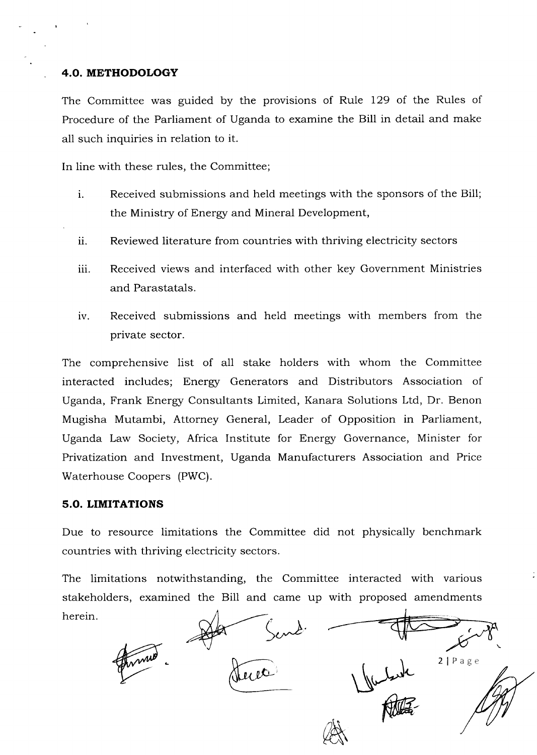## 4.0. METHODOLOGY

The Committee was guided by the provisions of Rule 129 of the Rules of Procedure of the Parliament of Uganda to examine the Bill in detail and make all such inquiries in relation to it.

In line with these rules, the Committee;

i. Received submissions and held meetings with the sponsors of the Bill; the Ministry of Energy and Mineral Development,

ii. Reviewed literature from countries with thriving electricity sectors

iii. Received views and interfaced with other key Government Ministries and Parastatals.

iv. Received submissions and held meetings with members from the private sector.

The comprehensive list of all stake holders with whom the Committee interacted includes; Energy Generators and Distributors Association of Uganda, Frank Energy Consultants Limited, Kanara Solutions Ltd, Dr. Benon Mugisha Mutambi, Attorney General, Leader of Opposition in Parliament, Uganda Law Society, Africa Institute for Energy Governance, Minister for Privatization and Investment, Uganda Manufacturers Association and Price Waterhouse Coopers (PWC).

## 5.0. LIMITATIONS

Due to resource limitations the Committee did not physically benchmark countries with thriving electricity sectors.

The limitations notwithstanding, the Committee interacted with various stakeholders, examined the Bill and came up with proposed amendments herein.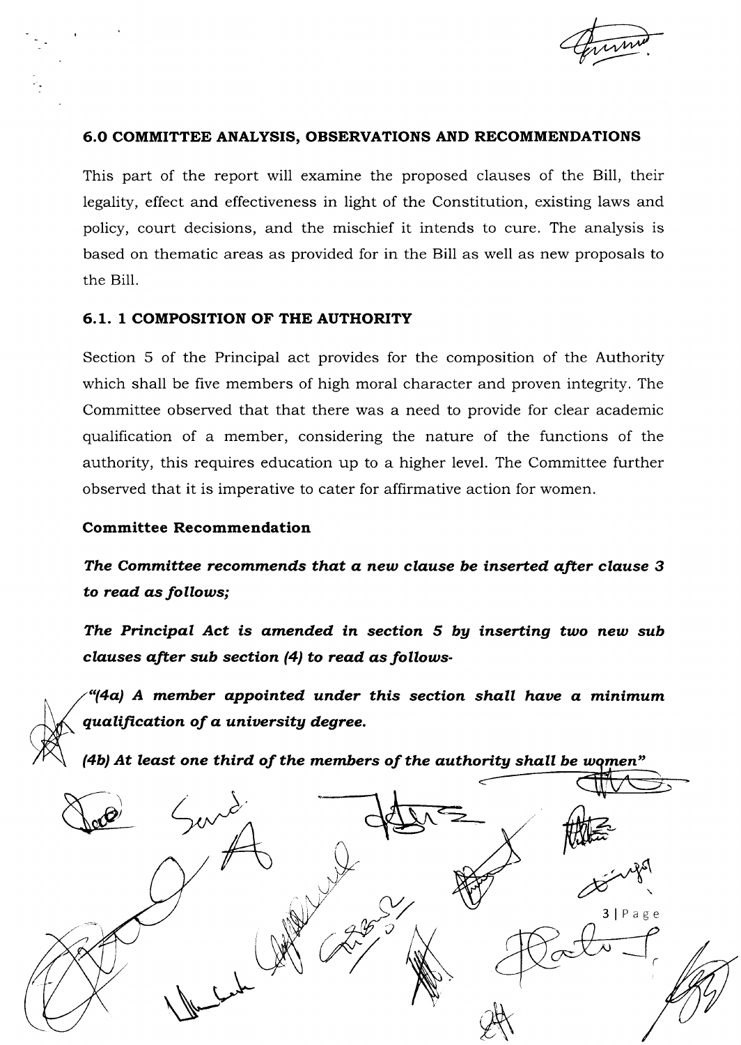## 6.0 COMMITTEE ANALYSIS, OBSERVATIONS AND RECOMMENDATIONS

This part of the report will examine the proposed clauses of the Bill, their legality, effect and effectiveness in light of the Constitution, existing laws and policy, court decisions, and the mischief it intends to cure. The analysis is based on thematic areas as provided for in the Bill as well as new proposals to the Bill.

### 6.1. 1 COMPOSITION OF THE AUTHORITY

Section 5 of the Principal act provides for the composition of the Authority which shall be five members of high moral character and proven integrity. The Committee observed that that there was a need to provide for clear academic qualification of a member, considering the nature of the functions of the authority, this requires education up to a higher level. The Committee further observed that it is imperative to cater for affirmative action for women.

**Committee Recommendation**

***The Committee recommends that a new clause be inserted after clause 3 to read as follows;***

***The Principal Act is amended in section 5 by inserting two new sub clauses after sub section (4) to read as follows-***

***"(4a) A member appointed under this section shall have a minimum qualification of a university degree.***

***(4b) At least one third of the members of the authority shall be women"***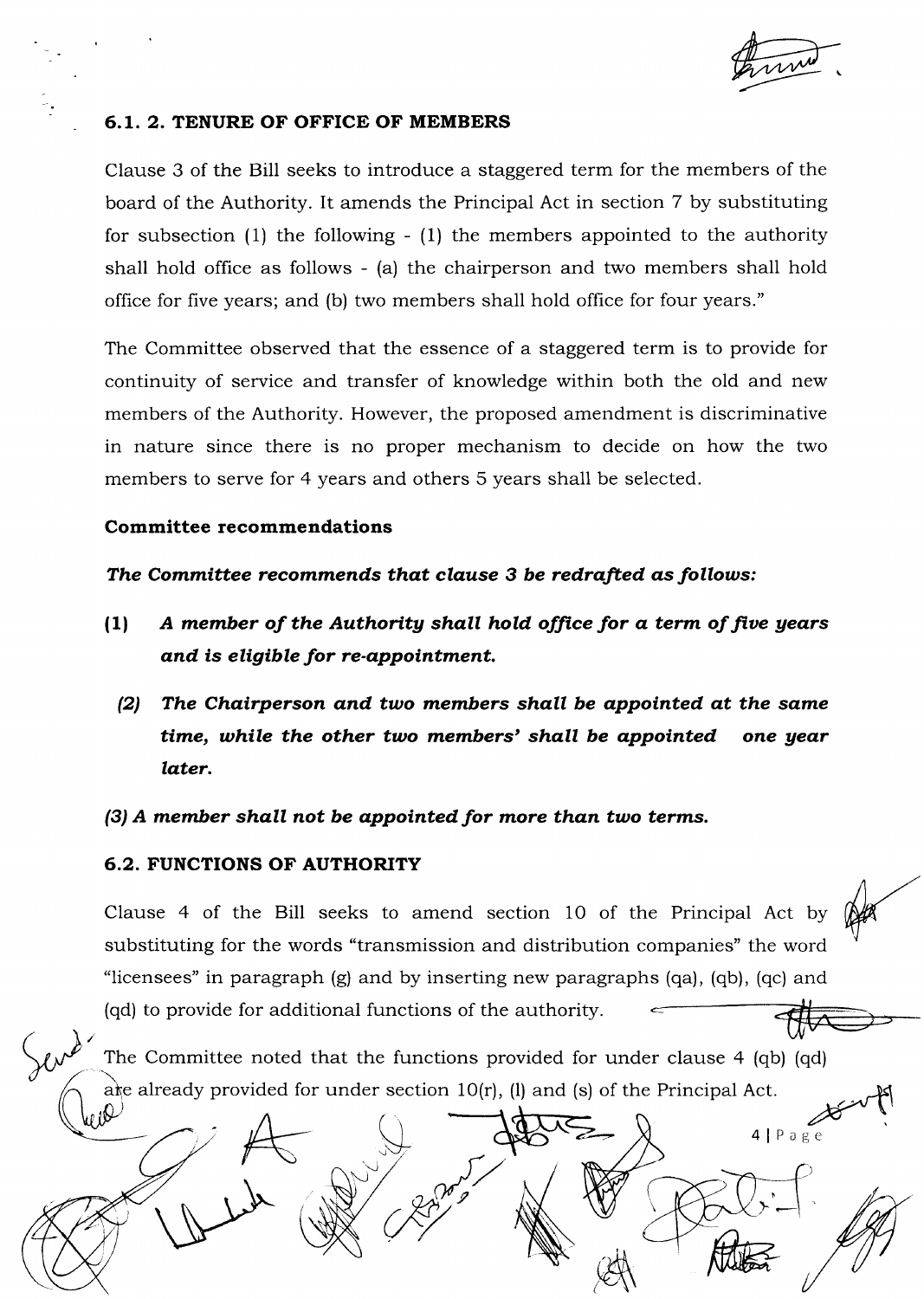### 6.1. 2. TENURE OF OFFICE OF MEMBERS

Clause 3 of the Bill seeks to introduce a staggered term for the members of the board of the Authority. It amends the Principal Act in section 7 by substituting for subsection (1) the following - (1) the members appointed to the authority shall hold office as follows - (a) the chairperson and two members shall hold office for five years; and (b) two members shall hold office for four years."

The Committee observed that the essence of a staggered term is to provide for continuity of service and transfer of knowledge within both the old and new members of the Authority. However, the proposed amendment is discriminative in nature since there is no proper mechanism to decide on how the two members to serve for 4 years and others 5 years shall be selected.

**Committee recommendations**

***The Committee recommends that clause 3 be redrafted as follows:***

***(1) A member of the Authority shall hold office for a term of five years and is eligible for re-appointment.***

***(2) The Chairperson and two members shall be appointed at the same time, while the other two members' shall be appointed one year later.***

***(3) A member shall not be appointed for more than two terms.***

### 6.2. FUNCTIONS OF AUTHORITY

Clause 4 of the Bill seeks to amend section 10 of the Principal Act by substituting for the words "transmission and distribution companies" the word "licensees" in paragraph (g) and by inserting new paragraphs (qa), (qb), (qc) and (qd) to provide for additional functions of the authority.

The Committee noted that the functions provided for under clause 4 (qb) (qd) are already provided for under section 10(r), (l) and (s) of the Principal Act.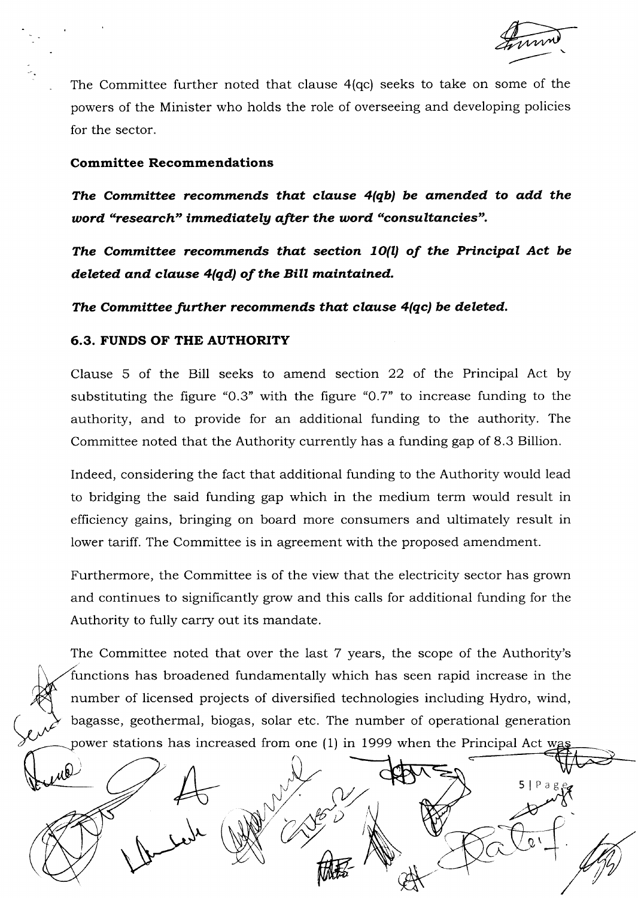The Committee further noted that clause 4(qc) seeks to take on some of the powers of the Minister who holds the role of overseeing and developing policies for the sector.

**Committee Recommendations**

***The Committee recommends that clause 4(qb) be amended to add the word "research" immediately after the word "consultancies".***

***The Committee recommends that section 10(l) of the Principal Act be deleted and clause 4(qd) of the Bill maintained.***

***The Committee further recommends that clause 4(qc) be deleted.***

### 6.3. FUNDS OF THE AUTHORITY

Clause 5 of the Bill seeks to amend section 22 of the Principal Act by substituting the figure "0.3" with the figure "0.7" to increase funding to the authority, and to provide for an additional funding to the authority. The Committee noted that the Authority currently has a funding gap of 8.3 Billion.

Indeed, considering the fact that additional funding to the Authority would lead to bridging the said funding gap which in the medium term would result in efficiency gains, bringing on board more consumers and ultimately result in lower tariff. The Committee is in agreement with the proposed amendment.

Furthermore, the Committee is of the view that the electricity sector has grown and continues to significantly grow and this calls for additional funding for the Authority to fully carry out its mandate.

The Committee noted that over the last 7 years, the scope of the Authority's functions has broadened fundamentally which has seen rapid increase in the number of licensed projects of diversified technologies including Hydro, wind, bagasse, geothermal, biogas, solar etc. The number of operational generation power stations has increased from one (1) in 1999 when the Principal Act was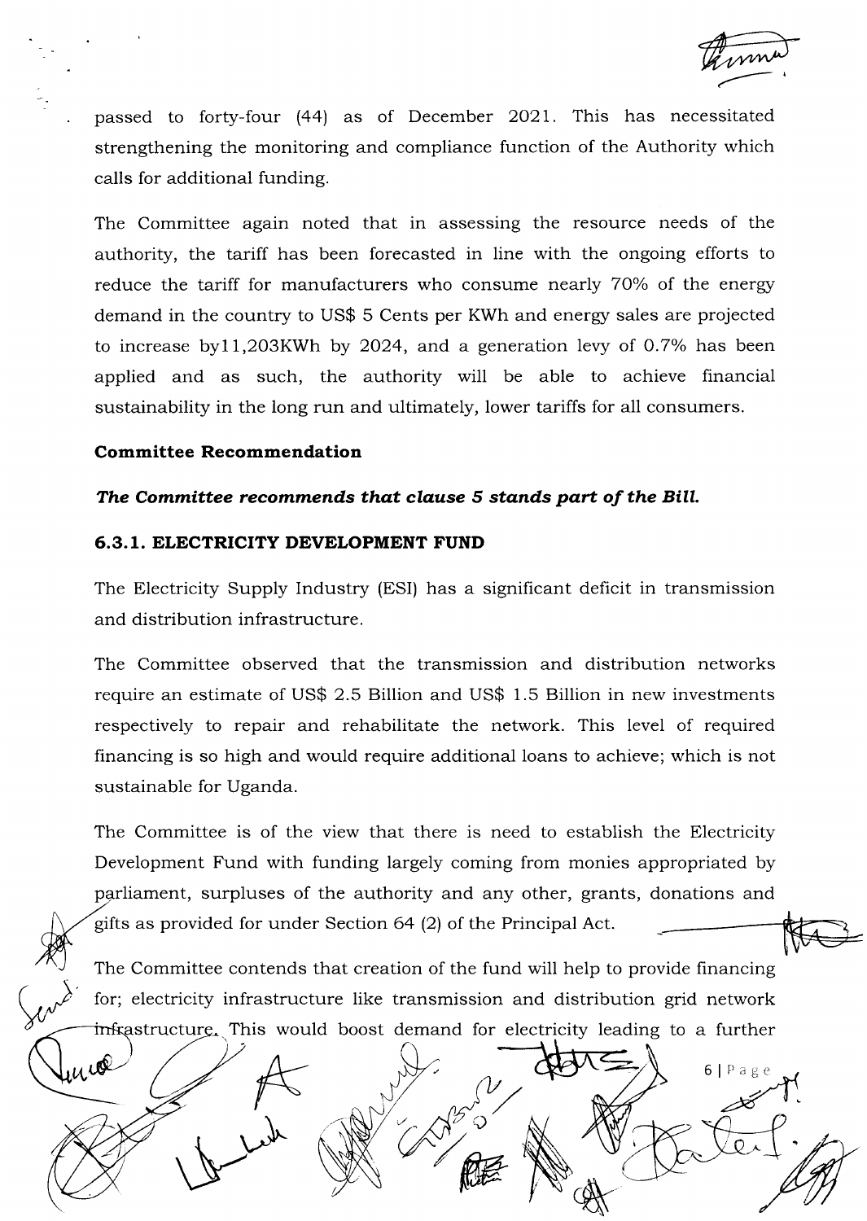passed to forty-four (44) as of December 2021. This has necessitated strengthening the monitoring and compliance function of the Authority which calls for additional funding.

The Committee again noted that in assessing the resource needs of the authority, the tariff has been forecasted in line with the ongoing efforts to reduce the tariff for manufacturers who consume nearly 70% of the energy demand in the country to US$ 5 Cents per KWh and energy sales are projected to increase by11,203KWh by 2024, and a generation levy of 0.7% has been applied and as such, the authority will be able to achieve financial sustainability in the long run and ultimately, lower tariffs for all consumers.

**Committee Recommendation**

***The Committee recommends that clause 5 stands part of the Bill.***

### 6.3.1. ELECTRICITY DEVELOPMENT FUND

The Electricity Supply Industry (ESI) has a significant deficit in transmission and distribution infrastructure.

The Committee observed that the transmission and distribution networks require an estimate of US$ 2.5 Billion and US$ 1.5 Billion in new investments respectively to repair and rehabilitate the network. This level of required financing is so high and would require additional loans to achieve; which is not sustainable for Uganda.

The Committee is of the view that there is need to establish the Electricity Development Fund with funding largely coming from monies appropriated by parliament, surpluses of the authority and any other, grants, donations and gifts as provided for under Section 64 (2) of the Principal Act.

The Committee contends that creation of the fund will help to provide financing for; electricity infrastructure like transmission and distribution grid network infrastructure. This would boost demand for electricity leading to a further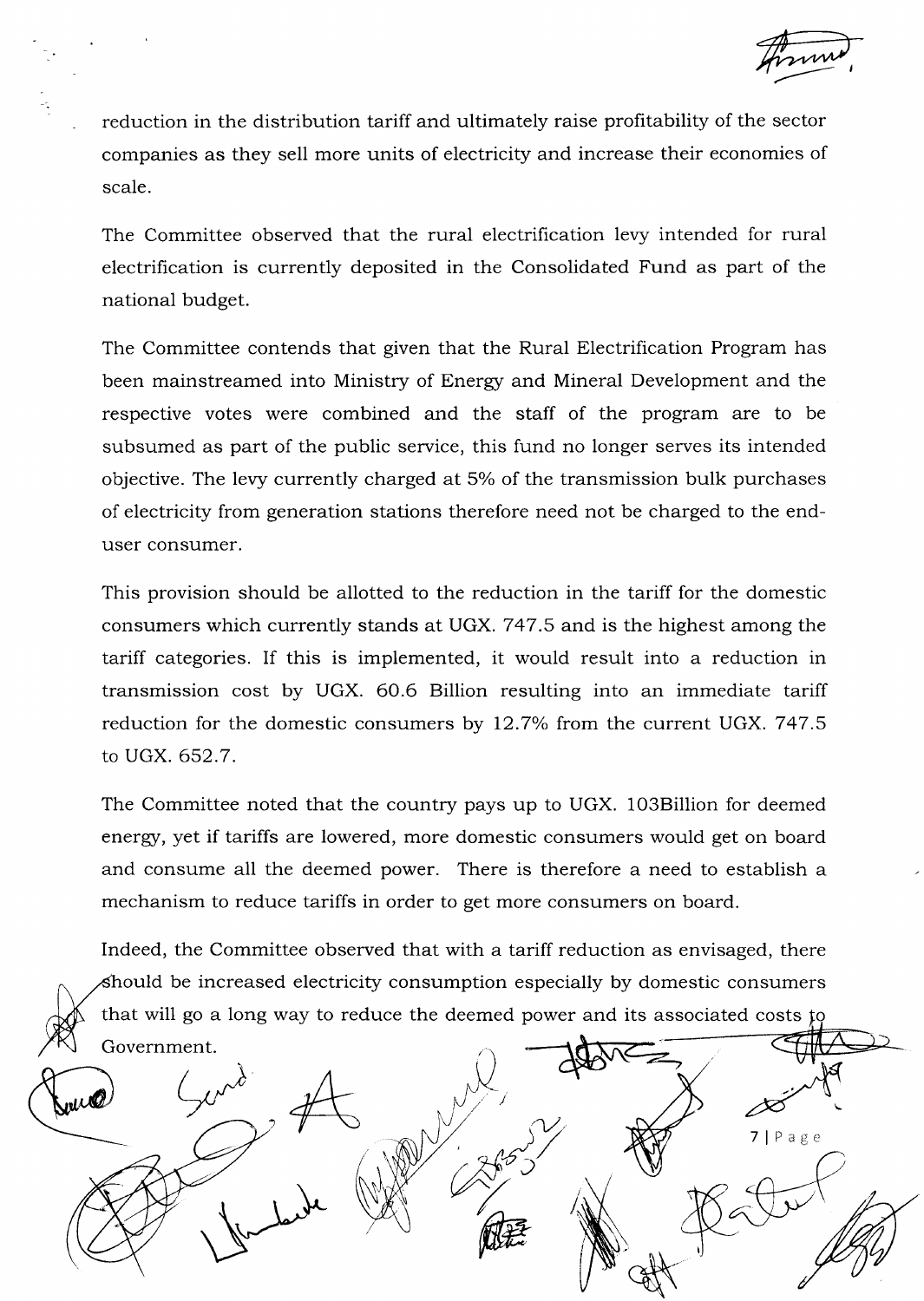reduction in the distribution tariff and ultimately raise profitability of the sector companies as they sell more units of electricity and increase their economies of scale.

The Committee observed that the rural electrification levy intended for rural electrification is currently deposited in the Consolidated Fund as part of the national budget.

The Committee contends that given that the Rural Electrification Program has been mainstreamed into Ministry of Energy and Mineral Development and the respective votes were combined and the staff of the program are to be subsumed as part of the public service, this fund no longer serves its intended objective. The levy currently charged at 5% of the transmission bulk purchases of electricity from generation stations therefore need not be charged to the end-user consumer.

This provision should be allotted to the reduction in the tariff for the domestic consumers which currently stands at UGX. 747.5 and is the highest among the tariff categories. If this is implemented, it would result into a reduction in transmission cost by UGX. 60.6 Billion resulting into an immediate tariff reduction for the domestic consumers by 12.7% from the current UGX. 747.5 to UGX. 652.7.

The Committee noted that the country pays up to UGX. 103Billion for deemed energy, yet if tariffs are lowered, more domestic consumers would get on board and consume all the deemed power. There is therefore a need to establish a mechanism to reduce tariffs in order to get more consumers on board.

Indeed, the Committee observed that with a tariff reduction as envisaged, there should be increased electricity consumption especially by domestic consumers that will go a long way to reduce the deemed power and its associated costs to Government.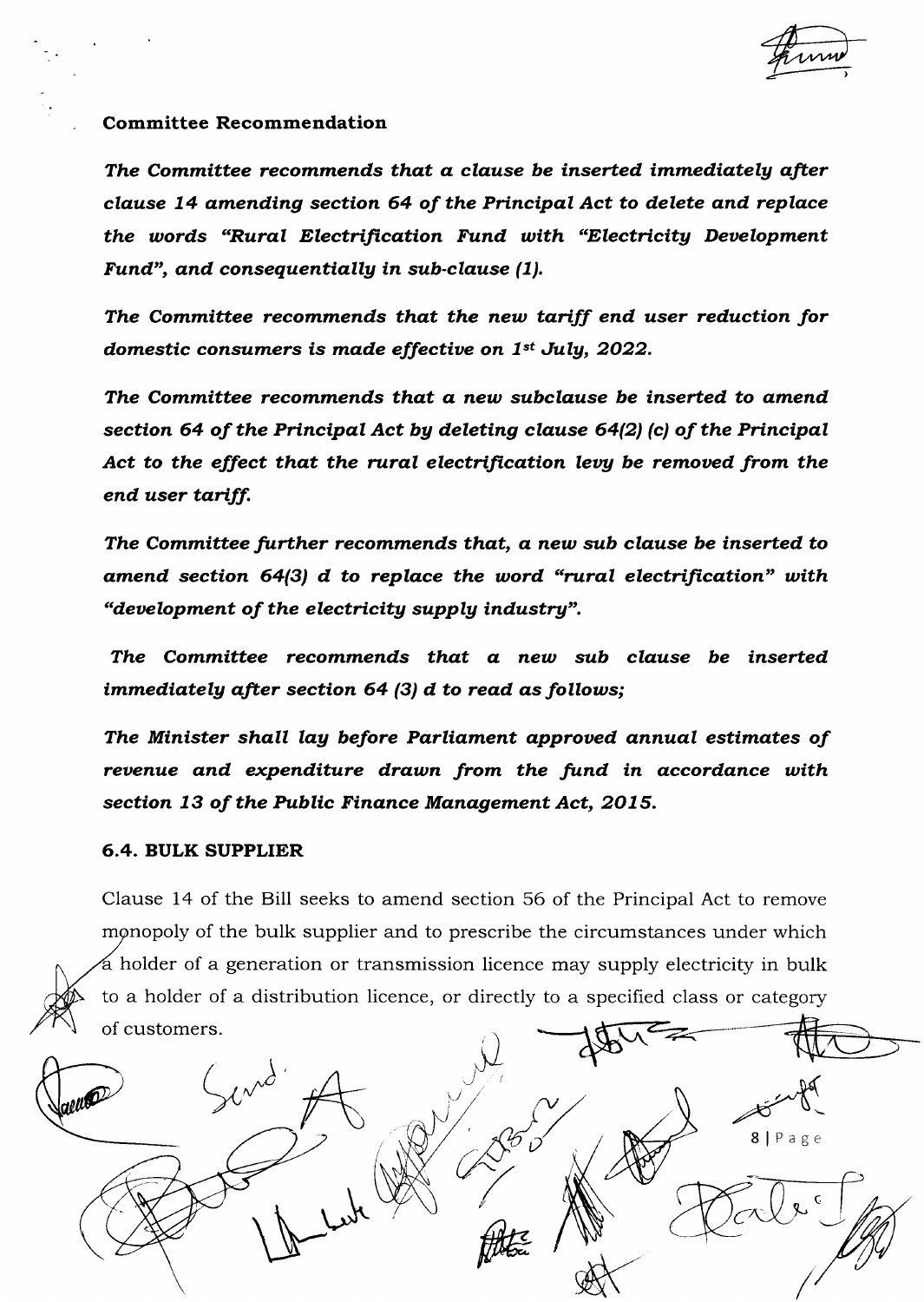**Committee Recommendation**

***The Committee recommends that a clause be inserted immediately after clause 14 amending section 64 of the Principal Act to delete and replace the words "Rural Electrification Fund with "Electricity Development Fund", and consequentially in sub-clause (1).***

***The Committee recommends that the new tariff end user reduction for domestic consumers is made effective on 1st July, 2022.***

***The Committee recommends that a new subclause be inserted to amend section 64 of the Principal Act by deleting clause 64(2) (c) of the Principal Act to the effect that the rural electrification levy be removed from the end user tariff.***

***The Committee further recommends that, a new sub clause be inserted to amend section 64(3) d to replace the word "rural electrification" with "development of the electricity supply industry".***

***The Committee recommends that a new sub clause be inserted immediately after section 64 (3) d to read as follows;***

***The Minister shall lay before Parliament approved annual estimates of revenue and expenditure drawn from the fund in accordance with section 13 of the Public Finance Management Act, 2015.***

### 6.4. BULK SUPPLIER

Clause 14 of the Bill seeks to amend section 56 of the Principal Act to remove monopoly of the bulk supplier and to prescribe the circumstances under which a holder of a generation or transmission licence may supply electricity in bulk to a holder of a distribution licence, or directly to a specified class or category of customers.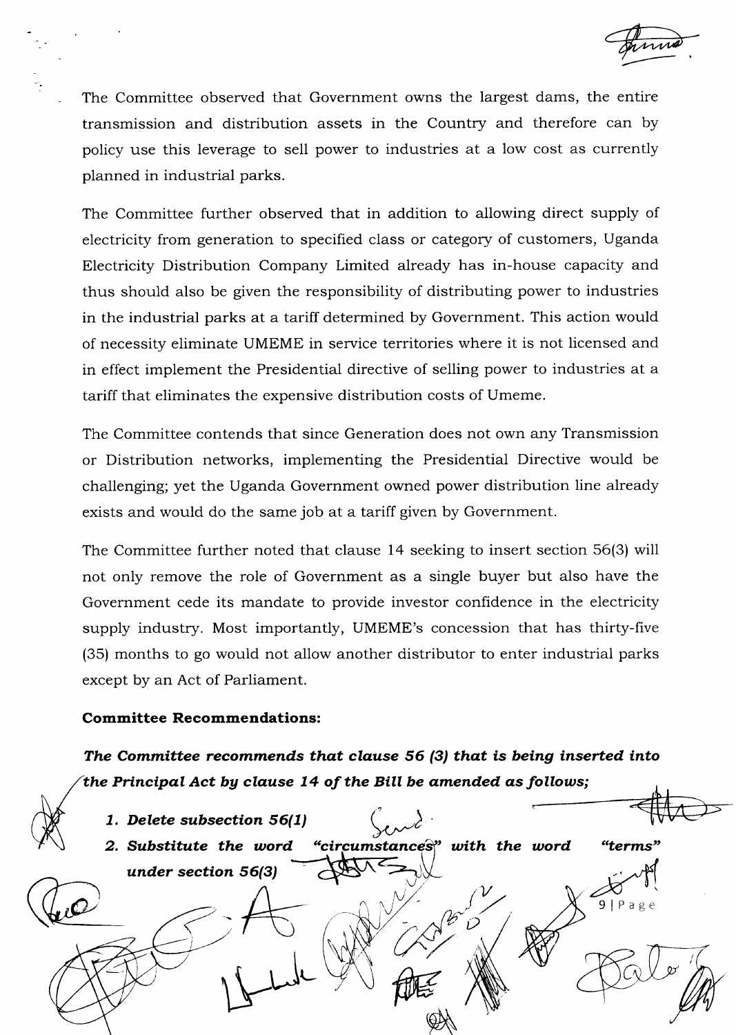The Committee observed that Government owns the largest dams, the entire transmission and distribution assets in the Country and therefore can by policy use this leverage to sell power to industries at a low cost as currently planned in industrial parks.

The Committee further observed that in addition to allowing direct supply of electricity from generation to specified class or category of customers, Uganda Electricity Distribution Company Limited already has in-house capacity and thus should also be given the responsibility of distributing power to industries in the industrial parks at a tariff determined by Government. This action would of necessity eliminate UMEME in service territories where it is not licensed and in effect implement the Presidential directive of selling power to industries at a tariff that eliminates the expensive distribution costs of Umeme.

The Committee contends that since Generation does not own any Transmission or Distribution networks, implementing the Presidential Directive would be challenging; yet the Uganda Government owned power distribution line already exists and would do the same job at a tariff given by Government.

The Committee further noted that clause 14 seeking to insert section 56(3) will not only remove the role of Government as a single buyer but also have the Government cede its mandate to provide investor confidence in the electricity supply industry. Most importantly, UMEME's concession that has thirty-five (35) months to go would not allow another distributor to enter industrial parks except by an Act of Parliament.

**Committee Recommendations:**

***The Committee recommends that clause 56 (3) that is being inserted into the Principal Act by clause 14 of the Bill be amended as follows;***

1. ***Delete subsection 56(1)***
2. ***Substitute the word "circumstances" with the word "terms" under section 56(3)***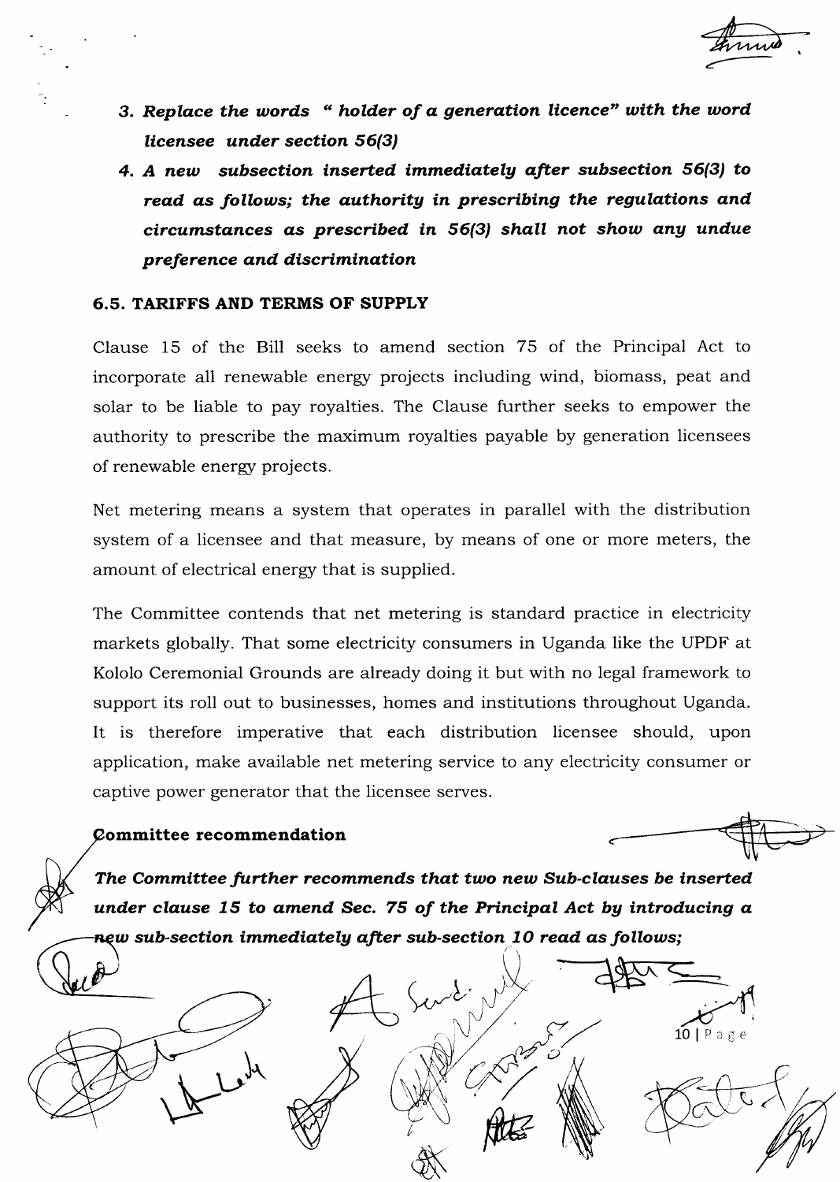3. ***Replace the words " holder of a generation licence" with the word licensee under section 56(3)***
4. ***A new subsection inserted immediately after subsection 56(3) to read as follows; the authority in prescribing the regulations and circumstances as prescribed in 56(3) shall not show any undue preference and discrimination***

### 6.5. TARIFFS AND TERMS OF SUPPLY

Clause 15 of the Bill seeks to amend section 75 of the Principal Act to incorporate all renewable energy projects including wind, biomass, peat and solar to be liable to pay royalties. The Clause further seeks to empower the authority to prescribe the maximum royalties payable by generation licensees of renewable energy projects.

Net metering means a system that operates in parallel with the distribution system of a licensee and that measure, by means of one or more meters, the amount of electrical energy that is supplied.

The Committee contends that net metering is standard practice in electricity markets globally. That some electricity consumers in Uganda like the UPDF at Kololo Ceremonial Grounds are already doing it but with no legal framework to support its roll out to businesses, homes and institutions throughout Uganda. It is therefore imperative that each distribution licensee should, upon application, make available net metering service to any electricity consumer or captive power generator that the licensee serves.

**Committee recommendation**

***The Committee further recommends that two new Sub-clauses be inserted under clause 15 to amend Sec. 75 of the Principal Act by introducing a new sub-section immediately after sub-section 10 read as follows;***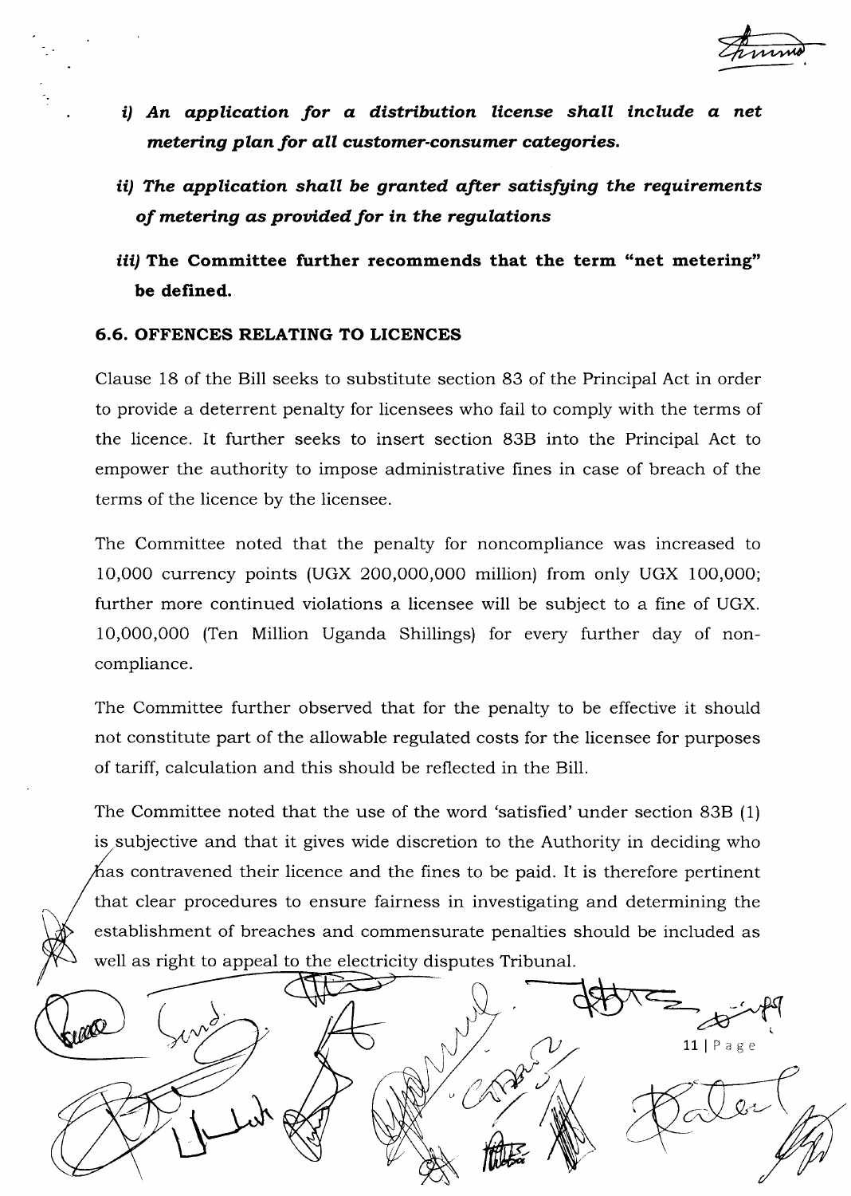- ***i) An application for a distribution license shall include a net metering plan for all customer-consumer categories.***
- ***ii) The application shall be granted after satisfying the requirements of metering as provided for in the regulations***
- ***iii)* The Committee further recommends that the term "net metering" be defined.**

### 6.6. OFFENCES RELATING TO LICENCES

Clause 18 of the Bill seeks to substitute section 83 of the Principal Act in order to provide a deterrent penalty for licensees who fail to comply with the terms of the licence. It further seeks to insert section 83B into the Principal Act to empower the authority to impose administrative fines in case of breach of the terms of the licence by the licensee.

The Committee noted that the penalty for noncompliance was increased to 10,000 currency points (UGX 200,000,000 million) from only UGX 100,000; further more continued violations a licensee will be subject to a fine of UGX. 10,000,000 (Ten Million Uganda Shillings) for every further day of non-compliance.

The Committee further observed that for the penalty to be effective it should not constitute part of the allowable regulated costs for the licensee for purposes of tariff, calculation and this should be reflected in the Bill.

The Committee noted that the use of the word 'satisfied' under section 83B (1) is subjective and that it gives wide discretion to the Authority in deciding who has contravened their licence and the fines to be paid. It is therefore pertinent that clear procedures to ensure fairness in investigating and determining the establishment of breaches and commensurate penalties should be included as well as right to appeal to the electricity disputes Tribunal.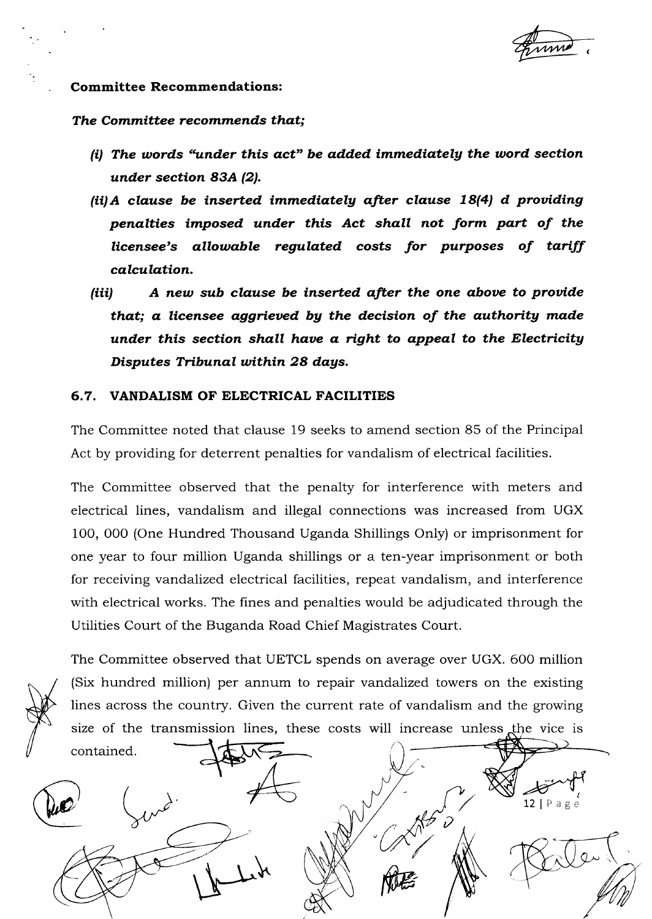**Committee Recommendations:**

***The Committee recommends that;***

***(i) The words "under this act" be added immediately the word section under section 83A (2).***

***(ii) A clause be inserted immediately after clause 18(4) d providing penalties imposed under this Act shall not form part of the licensee's allowable regulated costs for purposes of tariff calculation.***

***(iii) A new sub clause be inserted after the one above to provide that; a licensee aggrieved by the decision of the authority made under this section shall have a right to appeal to the Electricity Disputes Tribunal within 28 days.***

## 6.7. VANDALISM OF ELECTRICAL FACILITIES

The Committee noted that clause 19 seeks to amend section 85 of the Principal Act by providing for deterrent penalties for vandalism of electrical facilities.

The Committee observed that the penalty for interference with meters and electrical lines, vandalism and illegal connections was increased from UGX 100, 000 (One Hundred Thousand Uganda Shillings Only) or imprisonment for one year to four million Uganda shillings or a ten-year imprisonment or both for receiving vandalized electrical facilities, repeat vandalism, and interference with electrical works. The fines and penalties would be adjudicated through the Utilities Court of the Buganda Road Chief Magistrates Court.

The Committee observed that UETCL spends on average over UGX. 600 million (Six hundred million) per annum to repair vandalized towers on the existing lines across the country. Given the current rate of vandalism and the growing size of the transmission lines, these costs will increase unless the vice is contained.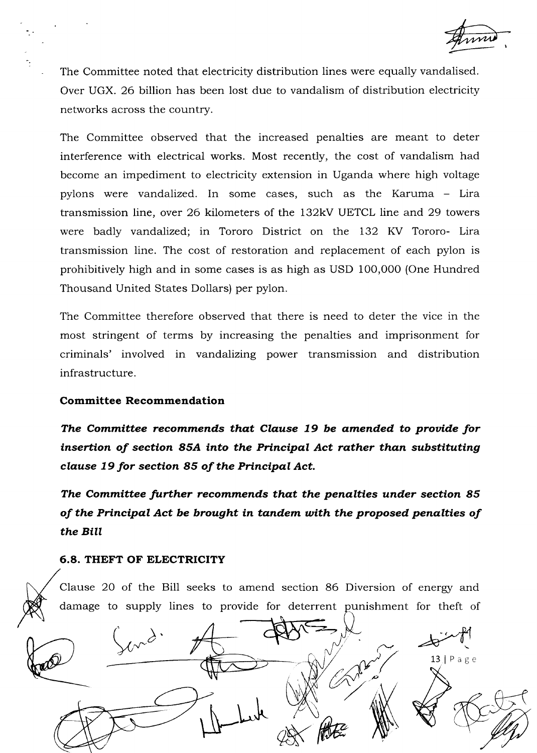The Committee noted that electricity distribution lines were equally vandalised. Over UGX. 26 billion has been lost due to vandalism of distribution electricity networks across the country.

The Committee observed that the increased penalties are meant to deter interference with electrical works. Most recently, the cost of vandalism had become an impediment to electricity extension in Uganda where high voltage pylons were vandalized. In some cases, such as the Karuma – Lira transmission line, over 26 kilometers of the 132kV UETCL line and 29 towers were badly vandalized; in Tororo District on the 132 KV Tororo- Lira transmission line. The cost of restoration and replacement of each pylon is prohibitively high and in some cases is as high as USD 100,000 (One Hundred Thousand United States Dollars) per pylon.

The Committee therefore observed that there is need to deter the vice in the most stringent of terms by increasing the penalties and imprisonment for criminals' involved in vandalizing power transmission and distribution infrastructure.

**Committee Recommendation**

***The Committee recommends that Clause 19 be amended to provide for insertion of section 85A into the Principal Act rather than substituting clause 19 for section 85 of the Principal Act.***

***The Committee further recommends that the penalties under section 85 of the Principal Act be brought in tandem with the proposed penalties of the Bill***

### 6.8. THEFT OF ELECTRICITY

Clause 20 of the Bill seeks to amend section 86 Diversion of energy and damage to supply lines to provide for deterrent punishment for theft of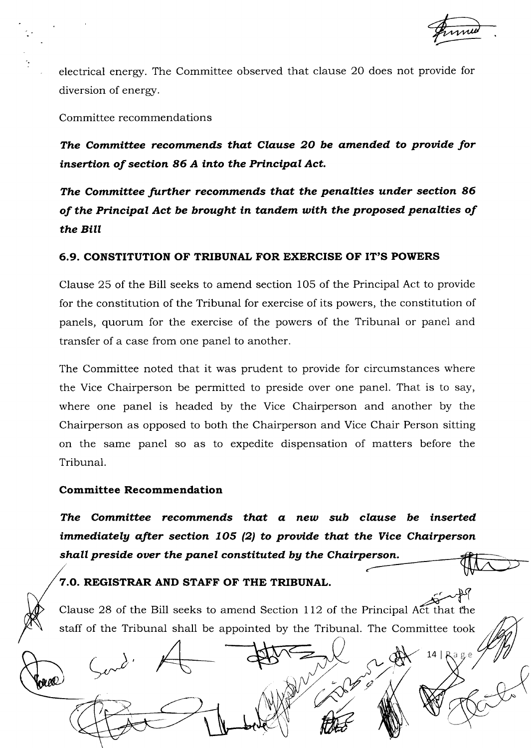electrical energy. The Committee observed that clause 20 does not provide for diversion of energy.

Committee recommendations

***The Committee recommends that Clause 20 be amended to provide for insertion of section 86 A into the Principal Act.***

***The Committee further recommends that the penalties under section 86 of the Principal Act be brought in tandem with the proposed penalties of the Bill***

### 6.9. CONSTITUTION OF TRIBUNAL FOR EXERCISE OF IT'S POWERS

Clause 25 of the Bill seeks to amend section 105 of the Principal Act to provide for the constitution of the Tribunal for exercise of its powers, the constitution of panels, quorum for the exercise of the powers of the Tribunal or panel and transfer of a case from one panel to another.

The Committee noted that it was prudent to provide for circumstances where the Vice Chairperson be permitted to preside over one panel. That is to say, where one panel is headed by the Vice Chairperson and another by the Chairperson as opposed to both the Chairperson and Vice Chair Person sitting on the same panel so as to expedite dispensation of matters before the Tribunal.

**Committee Recommendation**

***The Committee recommends that a new sub clause be inserted immediately after section 105 (2) to provide that the Vice Chairperson shall preside over the panel constituted by the Chairperson.***

### 7.0. REGISTRAR AND STAFF OF THE TRIBUNAL.

Clause 28 of the Bill seeks to amend Section 112 of the Principal Act that the staff of the Tribunal shall be appointed by the Tribunal. The Committee took